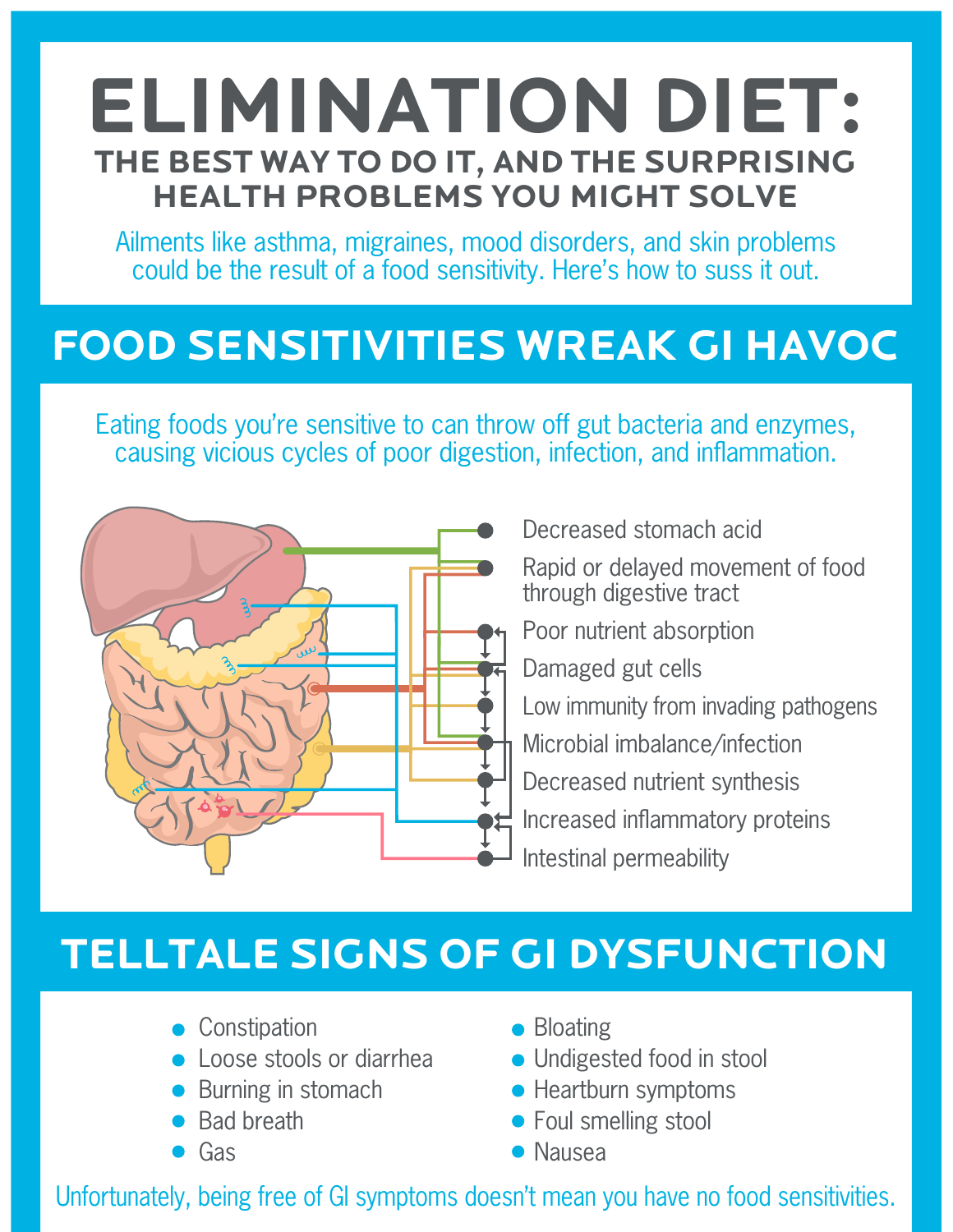# ELIMINATION DIET:

## THE BEST WAY TO DO IT, AND THE SURPRISING HEALTH PROBLEMS YOU MIGHT SOLVE

Ailments like asthma, migraines, mood disorders, and skin problems could be the result of a food sensitivity. Here's how to suss it out.

## FOOD SENSITIVITIES WREAK GI HAVOC

Eating foods you're sensitive to can throw off gut bacteria and enzymes, causing vicious cycles of poor digestion, infection, and inflammation.

- Decreased stomach acid
- Rapid or delayed movement of food through digestive tract
- Poor nutrient absorption
- Damaged gut cells
- Low immunity from invading pathogens
- Microbial imbalance/infection
- Decreased nutrient synthesis
- Increased inflammatory proteins
- Intestinal permeability

## TELLTALE SIGNS OF GI DYSFUNCTION

- Constipation
- Loose stools or diarrhea
- Burning in stomach
- Bad breath
- Gas
- Bloating
- Undigested food in stool
- Heartburn symptoms
- Foul smelling stool
- Nausea

Unfortunately, being free of GI symptoms doesn't mean you have no food sensitivities.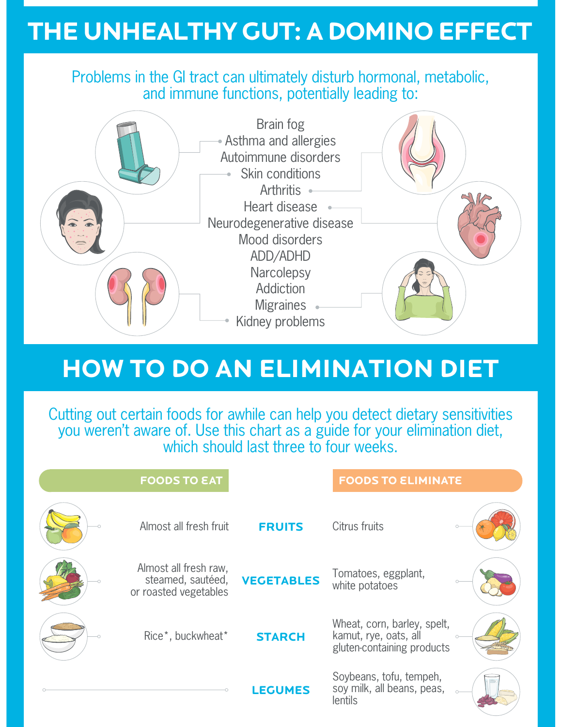# THE UNHEALTHY GUT: A DOMINO EFFECT

Problems in the GI tract can ultimately disturb hormonal, metabolic, and immune functions, potentially leading to:

- Brain fog
- Asthma and allergies
- Autoimmune disorders
- Skin conditions
- Arthritis
- Heart disease
- Neurodegenerative disease
- Mood disorders
- ADD/ADHD
- Narcolepsy
- Addiction
- Migraines
- Kidney problems

# HOW TO DO AN ELIMINATION DIET

Cutting out certain foods for awhile can help you detect dietary sensitivities you weren't aware of. Use this chart as a guide for your elimination diet, which should last three to four weeks.

| FOODS TO EAT | | FOODS TO ELIMINATE |
|---|---|---|
| Almost all fresh fruit | **FRUITS** | Citrus fruits |
| Almost all fresh raw, steamed, sautéed, or roasted vegetables | **VEGETABLES** | Tomatoes, eggplant, white potatoes |
| Rice*, buckwheat* | **STARCH** | Wheat, corn, barley, spelt, kamut, rye, oats, all gluten-containing products |
| | **LEGUMES** | Soybeans, tofu, tempeh, soy milk, all beans, peas, lentils |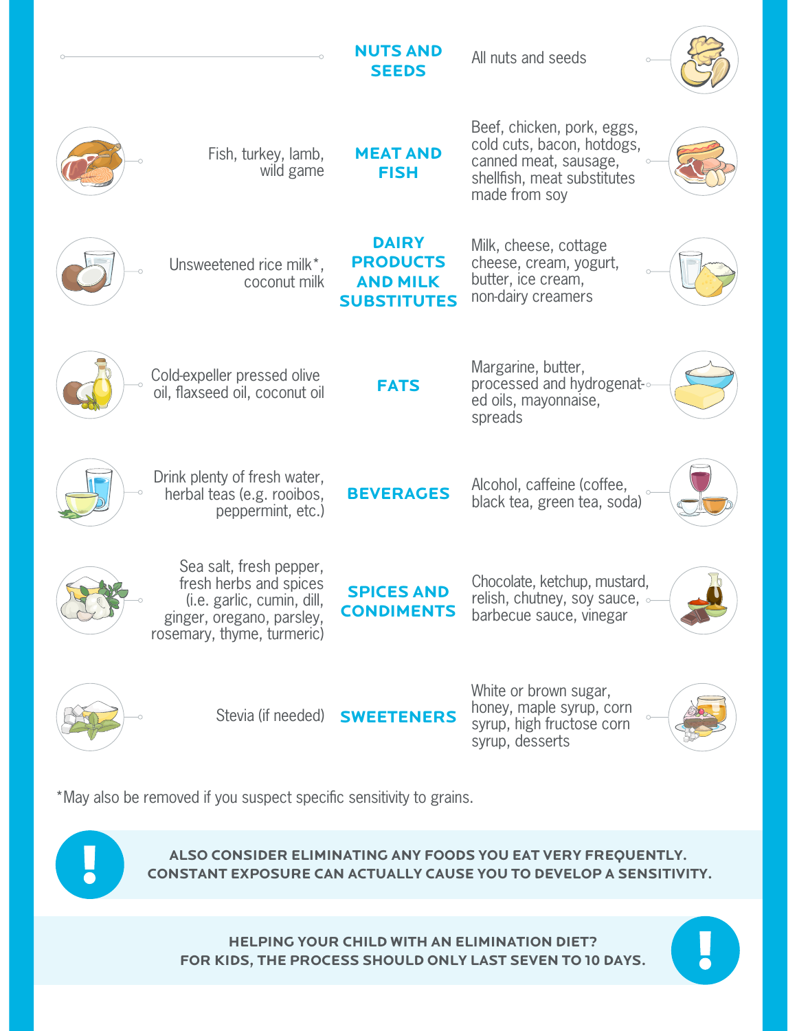| Foods to include | Category | Foods to exclude |
| --- | --- | --- |
| | **NUTS AND SEEDS** | All nuts and seeds |
| Fish, turkey, lamb, wild game | **MEAT AND FISH** | Beef, chicken, pork, eggs, cold cuts, bacon, hotdogs, canned meat, sausage, shellfish, meat substitutes made from soy |
| Unsweetened rice milk*, coconut milk | **DAIRY PRODUCTS AND MILK SUBSTITUTES** | Milk, cheese, cottage cheese, cream, yogurt, butter, ice cream, non-dairy creamers |
| Cold-expeller pressed olive oil, flaxseed oil, coconut oil | **FATS** | Margarine, butter, processed and hydrogenated oils, mayonnaise, spreads |
| Drink plenty of fresh water, herbal teas (e.g. rooibos, peppermint, etc.) | **BEVERAGES** | Alcohol, caffeine (coffee, black tea, green tea, soda) |
| Sea salt, fresh pepper, fresh herbs and spices (i.e. garlic, cumin, dill, ginger, oregano, parsley, rosemary, thyme, turmeric) | **SPICES AND CONDIMENTS** | Chocolate, ketchup, mustard, relish, chutney, soy sauce, barbecue sauce, vinegar |
| Stevia (if needed) | **SWEETENERS** | White or brown sugar, honey, maple syrup, corn syrup, high fructose corn syrup, desserts |

*May also be removed if you suspect specific sensitivity to grains.

**ALSO CONSIDER ELIMINATING ANY FOODS YOU EAT VERY FREQUENTLY. CONSTANT EXPOSURE CAN ACTUALLY CAUSE YOU TO DEVELOP A SENSITIVITY.**

**HELPING YOUR CHILD WITH AN ELIMINATION DIET? FOR KIDS, THE PROCESS SHOULD ONLY LAST SEVEN TO 10 DAYS.**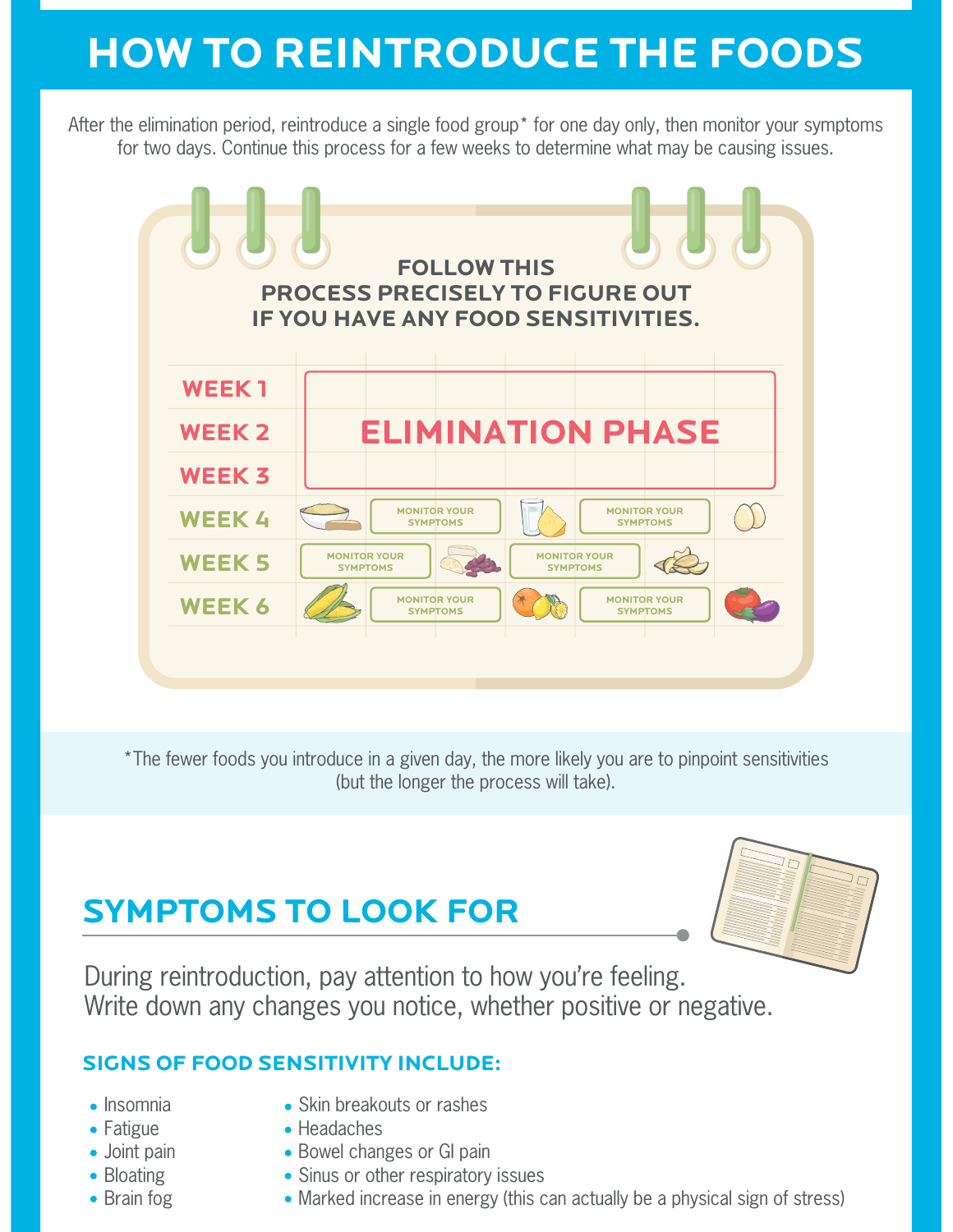# HOW TO REINTRODUCE THE FOODS

After the elimination period, reintroduce a single food group* for one day only, then monitor your symptoms for two days. Continue this process for a few weeks to determine what may be causing issues.

**FOLLOW THIS PROCESS PRECISELY TO FIGURE OUT IF YOU HAVE ANY FOOD SENSITIVITIES.**

| | | | | | | | |
|---|---|---|---|---|---|---|---|
| WEEK 1 | ELIMINATION PHASE | | | | | | |
| WEEK 2 | | | | | | | |
| WEEK 3 | | | | | | | |
| WEEK 4 | | MONITOR YOUR SYMPTOMS | | | MONITOR YOUR SYMPTOMS | | |
| WEEK 5 | MONITOR YOUR SYMPTOMS | | | MONITOR YOUR SYMPTOMS | | | |
| WEEK 6 | | MONITOR YOUR SYMPTOMS | | | MONITOR YOUR SYMPTOMS | | |

*The fewer foods you introduce in a given day, the more likely you are to pinpoint sensitivities (but the longer the process will take).

## SYMPTOMS TO LOOK FOR

During reintroduction, pay attention to how you're feeling. Write down any changes you notice, whether positive or negative.

### SIGNS OF FOOD SENSITIVITY INCLUDE:

- Insomnia
- Fatigue
- Joint pain
- Bloating
- Brain fog
- Skin breakouts or rashes
- Headaches
- Bowel changes or GI pain
- Sinus or other respiratory issues
- Marked increase in energy (this can actually be a physical sign of stress)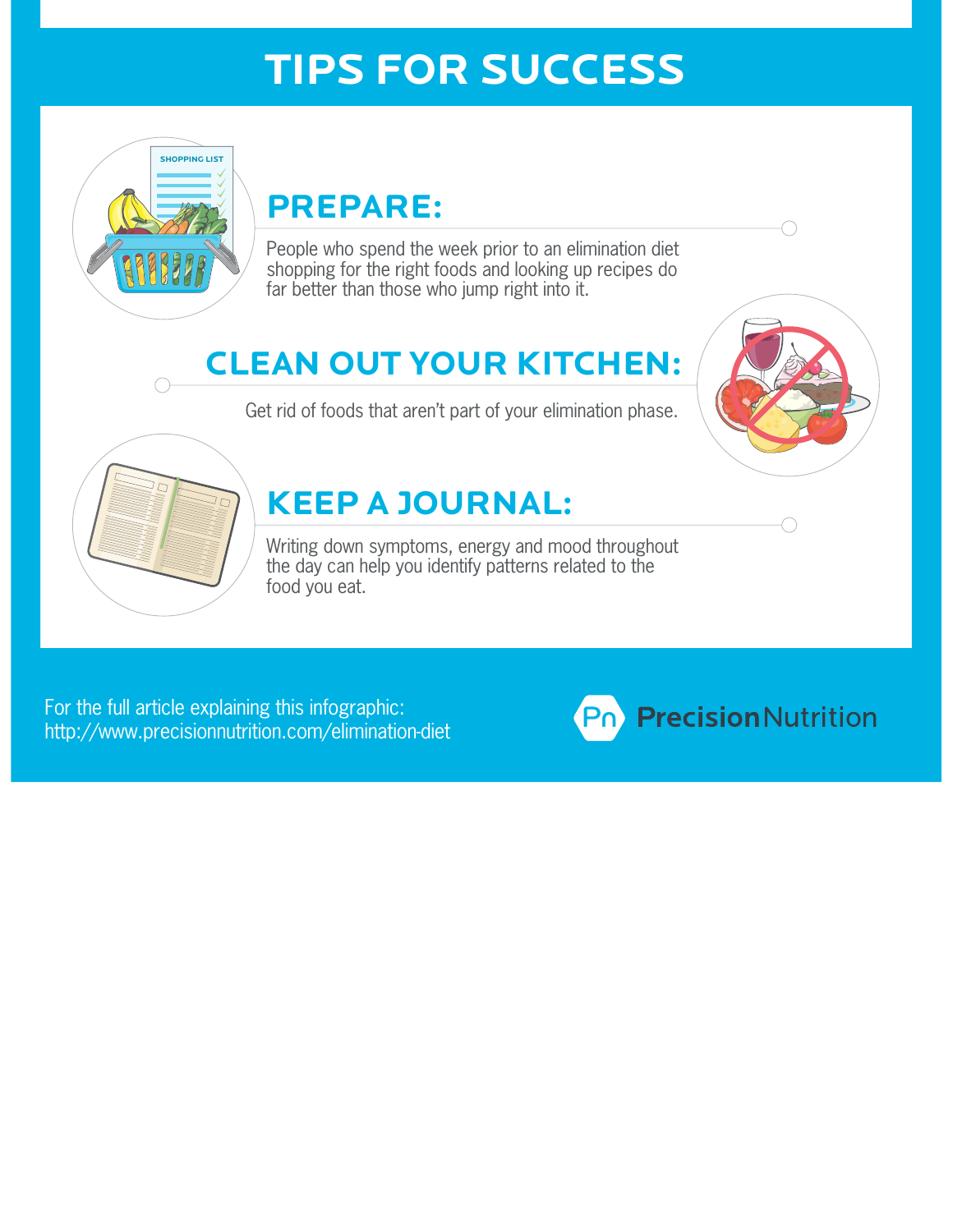# TIPS FOR SUCCESS

## PREPARE:

People who spend the week prior to an elimination diet shopping for the right foods and looking up recipes do far better than those who jump right into it.

## CLEAN OUT YOUR KITCHEN:

Get rid of foods that aren't part of your elimination phase.

## KEEP A JOURNAL:

Writing down symptoms, energy and mood throughout the day can help you identify patterns related to the food you eat.

For the full article explaining this infographic:
http://www.precisionnutrition.com/elimination-diet

Pn PrecisionNutrition